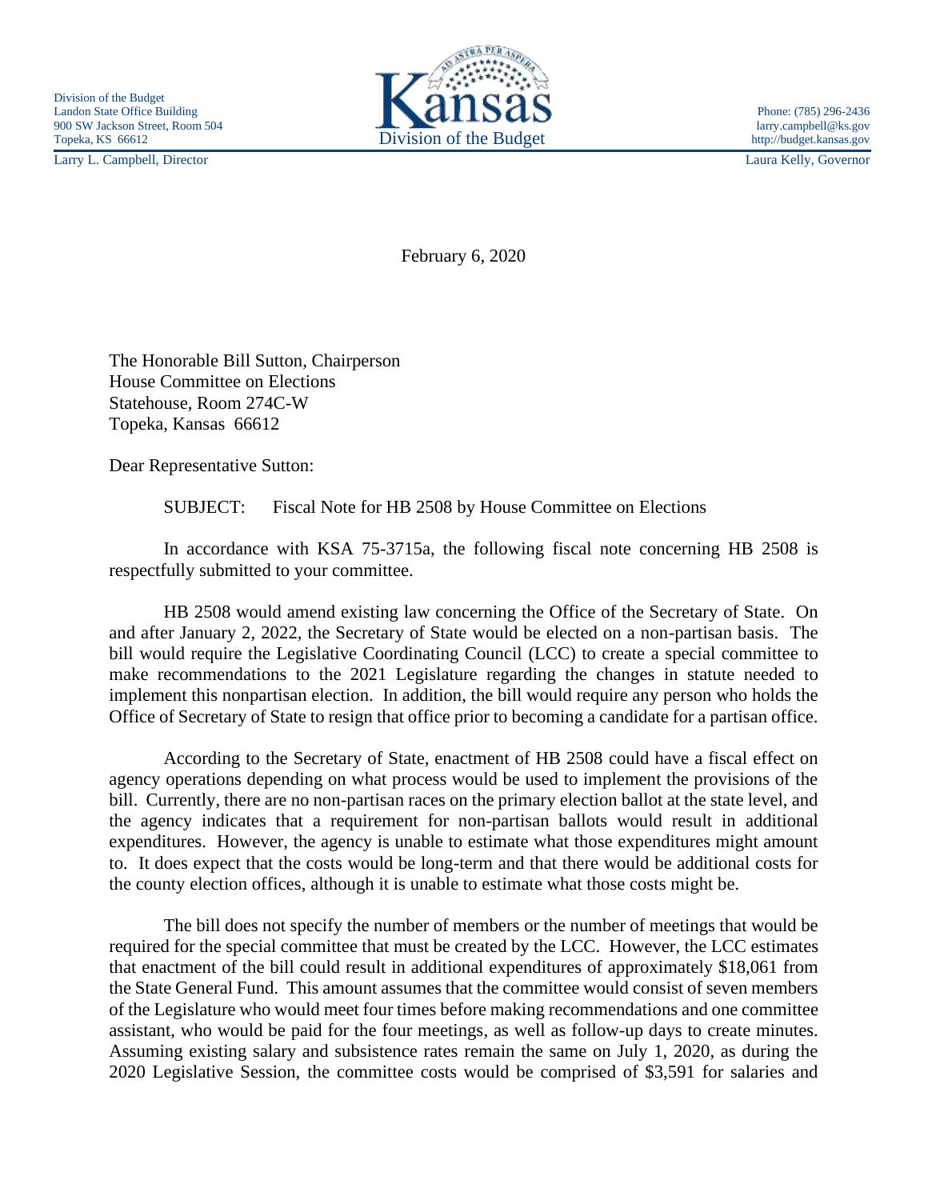Division of the Budget
Landon State Office Building
900 SW Jackson Street, Room 504
Topeka, KS 66612
Larry L. Campbell, Director

Kansas
Division of the Budget

Phone: (785) 296-2436
larry.campbell@ks.gov
http://budget.kansas.gov
Laura Kelly, Governor

February 6, 2020

The Honorable Bill Sutton, Chairperson
House Committee on Elections
Statehouse, Room 274C-W
Topeka, Kansas 66612

Dear Representative Sutton:

SUBJECT: Fiscal Note for HB 2508 by House Committee on Elections

In accordance with KSA 75-3715a, the following fiscal note concerning HB 2508 is respectfully submitted to your committee.

HB 2508 would amend existing law concerning the Office of the Secretary of State. On and after January 2, 2022, the Secretary of State would be elected on a non-partisan basis. The bill would require the Legislative Coordinating Council (LCC) to create a special committee to make recommendations to the 2021 Legislature regarding the changes in statute needed to implement this nonpartisan election. In addition, the bill would require any person who holds the Office of Secretary of State to resign that office prior to becoming a candidate for a partisan office.

According to the Secretary of State, enactment of HB 2508 could have a fiscal effect on agency operations depending on what process would be used to implement the provisions of the bill. Currently, there are no non-partisan races on the primary election ballot at the state level, and the agency indicates that a requirement for non-partisan ballots would result in additional expenditures. However, the agency is unable to estimate what those expenditures might amount to. It does expect that the costs would be long-term and that there would be additional costs for the county election offices, although it is unable to estimate what those costs might be.

The bill does not specify the number of members or the number of meetings that would be required for the special committee that must be created by the LCC. However, the LCC estimates that enactment of the bill could result in additional expenditures of approximately $18,061 from the State General Fund. This amount assumes that the committee would consist of seven members of the Legislature who would meet four times before making recommendations and one committee assistant, who would be paid for the four meetings, as well as follow-up days to create minutes. Assuming existing salary and subsistence rates remain the same on July 1, 2020, as during the 2020 Legislative Session, the committee costs would be comprised of $3,591 for salaries and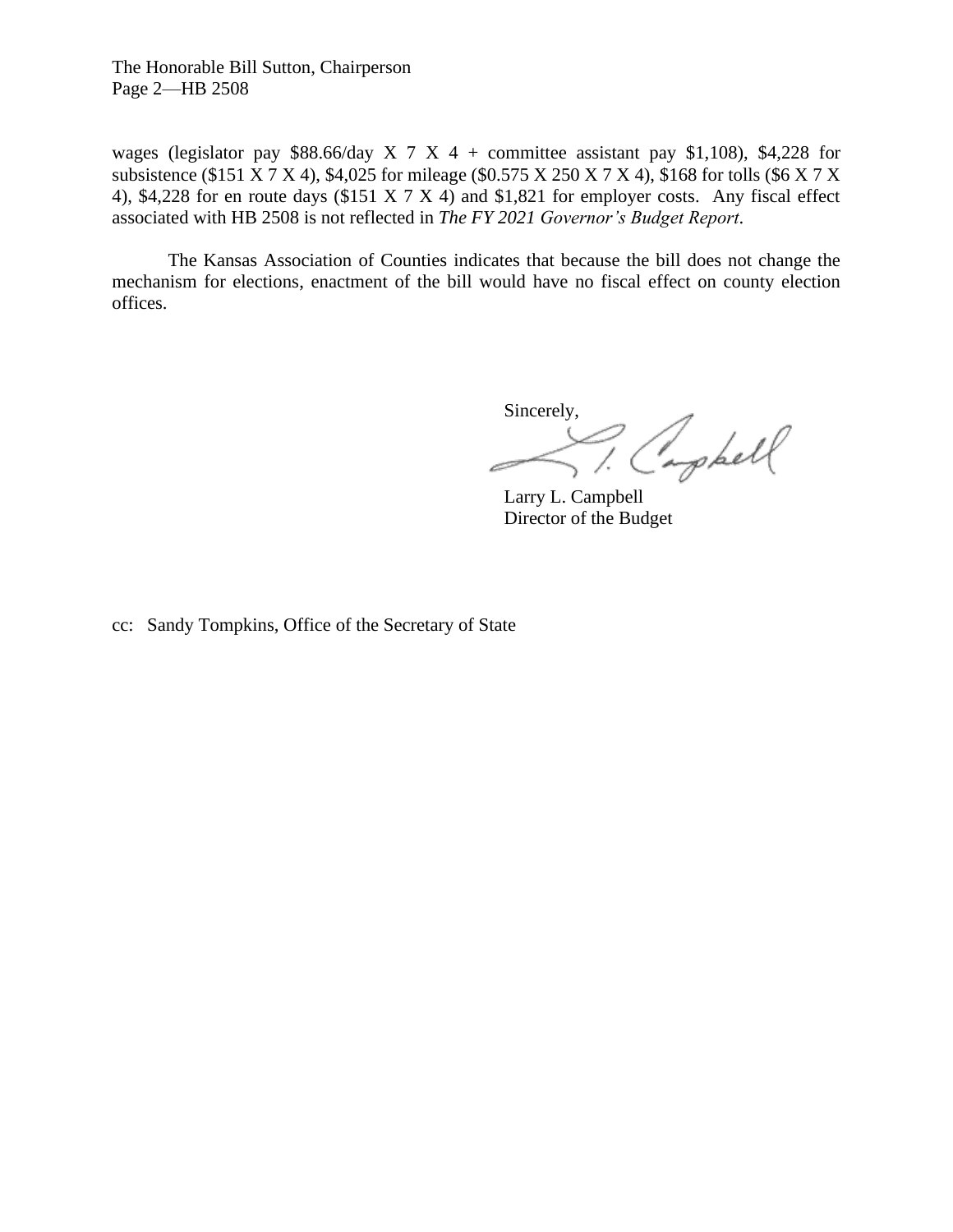wages (legislator pay $88.66/day X 7 X 4 + committee assistant pay $1,108), $4,228 for subsistence ($151 X 7 X 4), $4,025 for mileage ($0.575 X 250 X 7 X 4), $168 for tolls ($6 X 7 X 4), $4,228 for en route days ($151 X 7 X 4) and $1,821 for employer costs. Any fiscal effect associated with HB 2508 is not reflected in *The FY 2021 Governor's Budget Report*.

The Kansas Association of Counties indicates that because the bill does not change the mechanism for elections, enactment of the bill would have no fiscal effect on county election offices.

Sincerely,

Larry L. Campbell
Director of the Budget

cc: Sandy Tompkins, Office of the Secretary of State